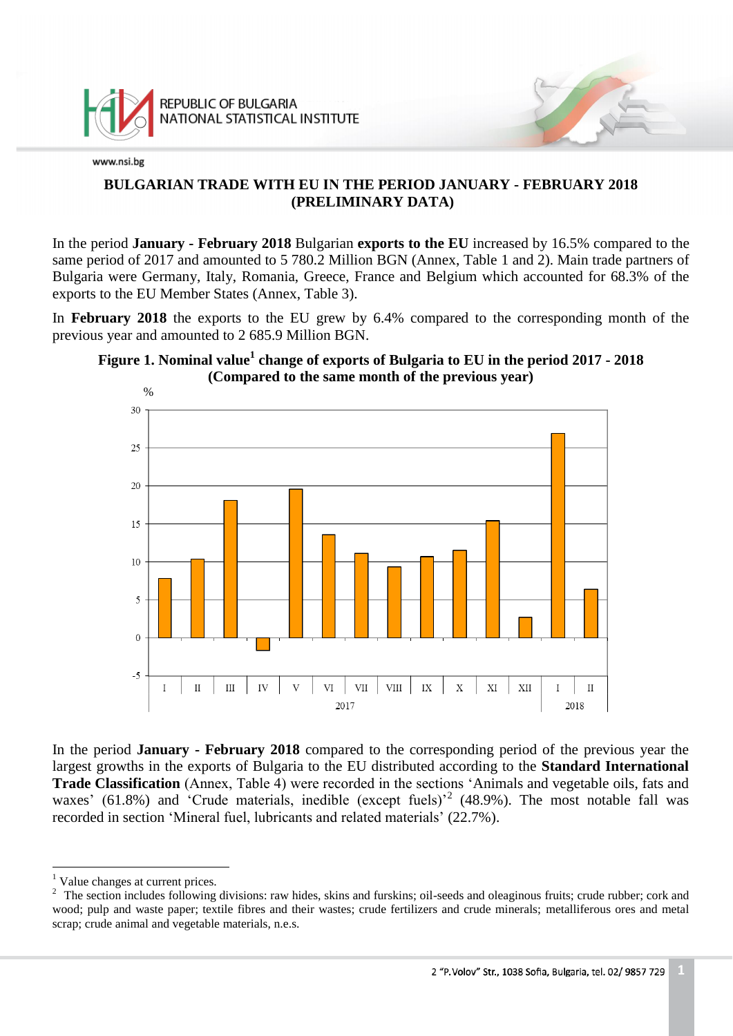# BULGARIAN TRADE WITH EU IN THE PERIOD JANUARY - FEBRUARY 2018 (PRELIMINARY DATA)

In the period **January - February 2018** Bulgarian **exports to the EU** increased by 16.5% compared to the same period of 2017 and amounted to 5 780.2 Million BGN (Annex, Table 1 and 2). Main trade partners of Bulgaria were Germany, Italy, Romania, Greece, France and Belgium which accounted for 68.3% of the exports to the EU Member States (Annex, Table 3).

In **February 2018** the exports to the EU grew by 6.4% compared to the corresponding month of the previous year and amounted to 2 685.9 Million BGN.

**Figure 1. Nominal value[1] change of exports of Bulgaria to EU in the period 2017 - 2018 (Compared to the same month of the previous year)**

In the period **January - February 2018** compared to the corresponding period of the previous year the largest growths in the exports of Bulgaria to the EU distributed according to the **Standard International Trade Classification** (Annex, Table 4) were recorded in the sections 'Animals and vegetable oils, fats and waxes' (61.8%) and 'Crude materials, inedible (except fuels)'[2] (48.9%). The most notable fall was recorded in section 'Mineral fuel, lubricants and related materials' (22.7%).

---

[1] Value changes at current prices.

[2] The section includes following divisions: raw hides, skins and furskins; oil-seeds and oleaginous fruits; crude rubber; cork and wood; pulp and waste paper; textile fibres and their wastes; crude fertilizers and crude minerals; metalliferous ores and metal scrap; crude animal and vegetable materials, n.e.s.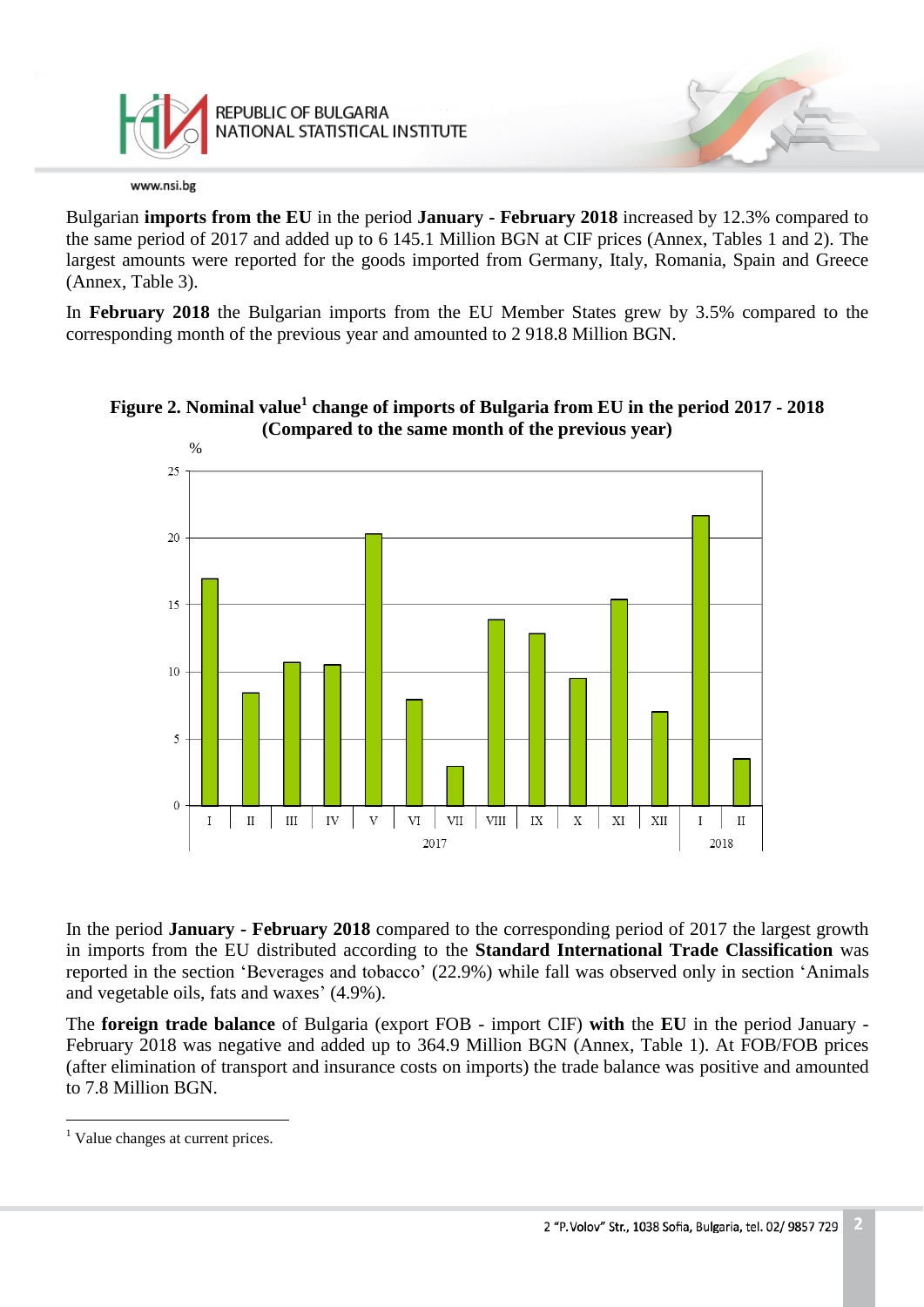Bulgarian **imports from the EU** in the period **January - February 2018** increased by 12.3% compared to the same period of 2017 and added up to 6 145.1 Million BGN at CIF prices (Annex, Tables 1 and 2). The largest amounts were reported for the goods imported from Germany, Italy, Romania, Spain and Greece (Annex, Table 3).

In **February 2018** the Bulgarian imports from the EU Member States grew by 3.5% compared to the corresponding month of the previous year and amounted to 2 918.8 Million BGN.

**Figure 2. Nominal value[1] change of imports of Bulgaria from EU in the period 2017 - 2018 (Compared to the same month of the previous year)**

In the period **January - February 2018** compared to the corresponding period of 2017 the largest growth in imports from the EU distributed according to the **Standard International Trade Classification** was reported in the section 'Beverages and tobacco' (22.9%) while fall was observed only in section 'Animals and vegetable oils, fats and waxes' (4.9%).

The **foreign trade balance** of Bulgaria (export FOB - import CIF) **with** the **EU** in the period January - February 2018 was negative and added up to 364.9 Million BGN (Annex, Table 1). At FOB/FOB prices (after elimination of transport and insurance costs on imports) the trade balance was positive and amounted to 7.8 Million BGN.

[1] Value changes at current prices.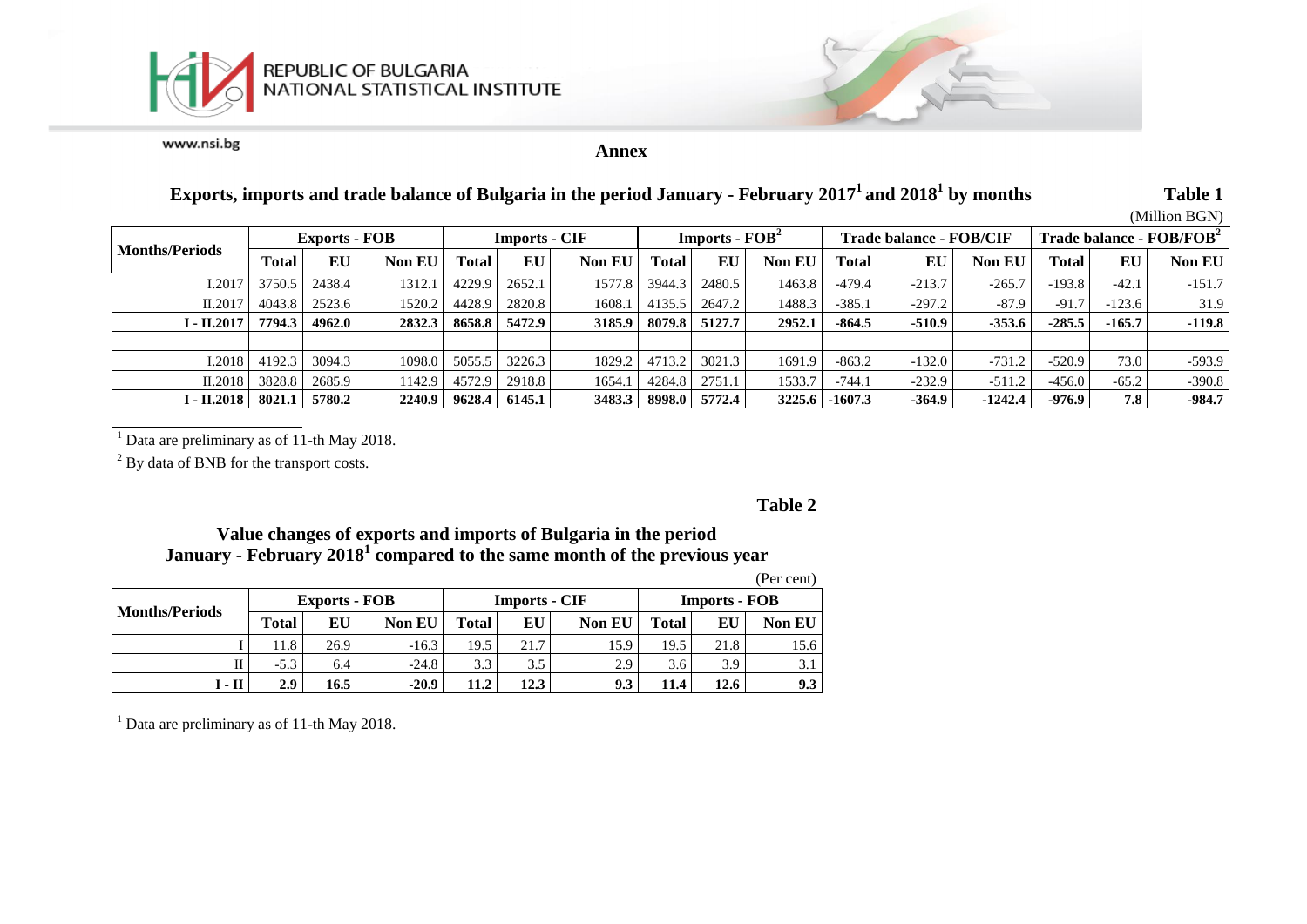## Annex

### Exports, imports and trade balance of Bulgaria in the period January - February 2017[1] and 2018[1] by months

**Table 1**

(Million BGN)

| Months/Periods | Exports - FOB | | | Imports - CIF | | | Imports - FOB[2] | | | Trade balance - FOB/CIF | | | Trade balance - FOB/FOB[2] | | |
|---|---|---|---|---|---|---|---|---|---|---|---|---|---|---|---|
| | Total | EU | Non EU | Total | EU | Non EU | Total | EU | Non EU | Total | EU | Non EU | Total | EU | Non EU |
| I.2017 | 3750.5 | 2438.4 | 1312.1 | 4229.9 | 2652.1 | 1577.8 | 3944.3 | 2480.5 | 1463.8 | -479.4 | -213.7 | -265.7 | -193.8 | -42.1 | -151.7 |
| II.2017 | 4043.8 | 2523.6 | 1520.2 | 4428.9 | 2820.8 | 1608.1 | 4135.5 | 2647.2 | 1488.3 | -385.1 | -297.2 | -87.9 | -91.7 | -123.6 | 31.9 |
| **I - II.2017** | **7794.3** | **4962.0** | **2832.3** | **8658.8** | **5472.9** | **3185.9** | **8079.8** | **5127.7** | **2952.1** | **-864.5** | **-510.9** | **-353.6** | **-285.5** | **-165.7** | **-119.8** |
| | | | | | | | | | | | | | | | |
| I.2018 | 4192.3 | 3094.3 | 1098.0 | 5055.5 | 3226.3 | 1829.2 | 4713.2 | 3021.3 | 1691.9 | -863.2 | -132.0 | -731.2 | -520.9 | 73.0 | -593.9 |
| II.2018 | 3828.8 | 2685.9 | 1142.9 | 4572.9 | 2918.8 | 1654.1 | 4284.8 | 2751.1 | 1533.7 | -744.1 | -232.9 | -511.2 | -456.0 | -65.2 | -390.8 |
| **I - II.2018** | **8021.1** | **5780.2** | **2240.9** | **9628.4** | **6145.1** | **3483.3** | **8998.0** | **5772.4** | **3225.6** | **-1607.3** | **-364.9** | **-1242.4** | **-976.9** | **7.8** | **-984.7** |

[1] Data are preliminary as of 11-th May 2018.

[2] By data of BNB for the transport costs.

**Table 2**

### Value changes of exports and imports of Bulgaria in the period January - February 2018[1] compared to the same month of the previous year

(Per cent)

| Months/Periods | Exports - FOB | | | Imports - CIF | | | Imports - FOB | | |
|---|---|---|---|---|---|---|---|---|---|
| | Total | EU | Non EU | Total | EU | Non EU | Total | EU | Non EU |
| I | 11.8 | 26.9 | -16.3 | 19.5 | 21.7 | 15.9 | 19.5 | 21.8 | 15.6 |
| II | -5.3 | 6.4 | -24.8 | 3.3 | 3.5 | 2.9 | 3.6 | 3.9 | 3.1 |
| **I - II** | **2.9** | **16.5** | **-20.9** | **11.2** | **12.3** | **9.3** | **11.4** | **12.6** | **9.3** |

[1] Data are preliminary as of 11-th May 2018.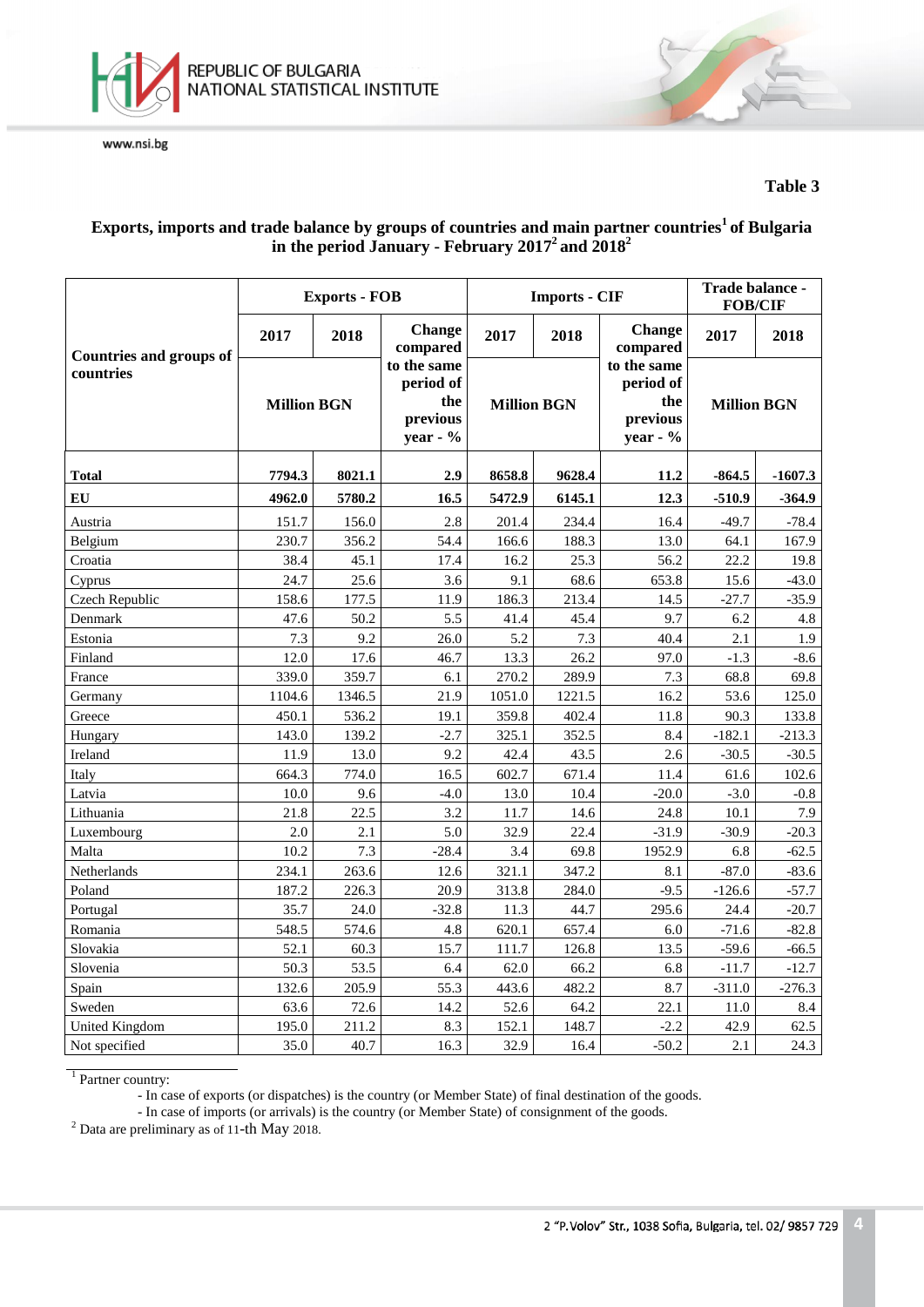**Table 3**

**Exports, imports and trade balance by groups of countries and main partner countries[1] of Bulgaria in the period January - February 2017[2] and 2018[2]**

| Countries and groups of countries | Exports - FOB | | | Imports - CIF | | | Trade balance - FOB/CIF | |
|---|---|---|---|---|---|---|---|---|
| | 2017 | 2018 | Change compared to the same period of the previous year - % | 2017 | 2018 | Change compared to the same period of the previous year - % | 2017 | 2018 |
| | Million BGN | | | Million BGN | | | Million BGN | |
| **Total** | **7794.3** | **8021.1** | **2.9** | **8658.8** | **9628.4** | **11.2** | **-864.5** | **-1607.3** |
| **EU** | **4962.0** | **5780.2** | **16.5** | **5472.9** | **6145.1** | **12.3** | **-510.9** | **-364.9** |
| Austria | 151.7 | 156.0 | 2.8 | 201.4 | 234.4 | 16.4 | -49.7 | -78.4 |
| Belgium | 230.7 | 356.2 | 54.4 | 166.6 | 188.3 | 13.0 | 64.1 | 167.9 |
| Croatia | 38.4 | 45.1 | 17.4 | 16.2 | 25.3 | 56.2 | 22.2 | 19.8 |
| Cyprus | 24.7 | 25.6 | 3.6 | 9.1 | 68.6 | 653.8 | 15.6 | -43.0 |
| Czech Republic | 158.6 | 177.5 | 11.9 | 186.3 | 213.4 | 14.5 | -27.7 | -35.9 |
| Denmark | 47.6 | 50.2 | 5.5 | 41.4 | 45.4 | 9.7 | 6.2 | 4.8 |
| Estonia | 7.3 | 9.2 | 26.0 | 5.2 | 7.3 | 40.4 | 2.1 | 1.9 |
| Finland | 12.0 | 17.6 | 46.7 | 13.3 | 26.2 | 97.0 | -1.3 | -8.6 |
| France | 339.0 | 359.7 | 6.1 | 270.2 | 289.9 | 7.3 | 68.8 | 69.8 |
| Germany | 1104.6 | 1346.5 | 21.9 | 1051.0 | 1221.5 | 16.2 | 53.6 | 125.0 |
| Greece | 450.1 | 536.2 | 19.1 | 359.8 | 402.4 | 11.8 | 90.3 | 133.8 |
| Hungary | 143.0 | 139.2 | -2.7 | 325.1 | 352.5 | 8.4 | -182.1 | -213.3 |
| Ireland | 11.9 | 13.0 | 9.2 | 42.4 | 43.5 | 2.6 | -30.5 | -30.5 |
| Italy | 664.3 | 774.0 | 16.5 | 602.7 | 671.4 | 11.4 | 61.6 | 102.6 |
| Latvia | 10.0 | 9.6 | -4.0 | 13.0 | 10.4 | -20.0 | -3.0 | -0.8 |
| Lithuania | 21.8 | 22.5 | 3.2 | 11.7 | 14.6 | 24.8 | 10.1 | 7.9 |
| Luxembourg | 2.0 | 2.1 | 5.0 | 32.9 | 22.4 | -31.9 | -30.9 | -20.3 |
| Malta | 10.2 | 7.3 | -28.4 | 3.4 | 69.8 | 1952.9 | 6.8 | -62.5 |
| Netherlands | 234.1 | 263.6 | 12.6 | 321.1 | 347.2 | 8.1 | -87.0 | -83.6 |
| Poland | 187.2 | 226.3 | 20.9 | 313.8 | 284.0 | -9.5 | -126.6 | -57.7 |
| Portugal | 35.7 | 24.0 | -32.8 | 11.3 | 44.7 | 295.6 | 24.4 | -20.7 |
| Romania | 548.5 | 574.6 | 4.8 | 620.1 | 657.4 | 6.0 | -71.6 | -82.8 |
| Slovakia | 52.1 | 60.3 | 15.7 | 111.7 | 126.8 | 13.5 | -59.6 | -66.5 |
| Slovenia | 50.3 | 53.5 | 6.4 | 62.0 | 66.2 | 6.8 | -11.7 | -12.7 |
| Spain | 132.6 | 205.9 | 55.3 | 443.6 | 482.2 | 8.7 | -311.0 | -276.3 |
| Sweden | 63.6 | 72.6 | 14.2 | 52.6 | 64.2 | 22.1 | 11.0 | 8.4 |
| United Kingdom | 195.0 | 211.2 | 8.3 | 152.1 | 148.7 | -2.2 | 42.9 | 62.5 |
| Not specified | 35.0 | 40.7 | 16.3 | 32.9 | 16.4 | -50.2 | 2.1 | 24.3 |

[1] Partner country:
- In case of exports (or dispatches) is the country (or Member State) of final destination of the goods.
- In case of imports (or arrivals) is the country (or Member State) of consignment of the goods.

[2] Data are preliminary as of 11-th May 2018.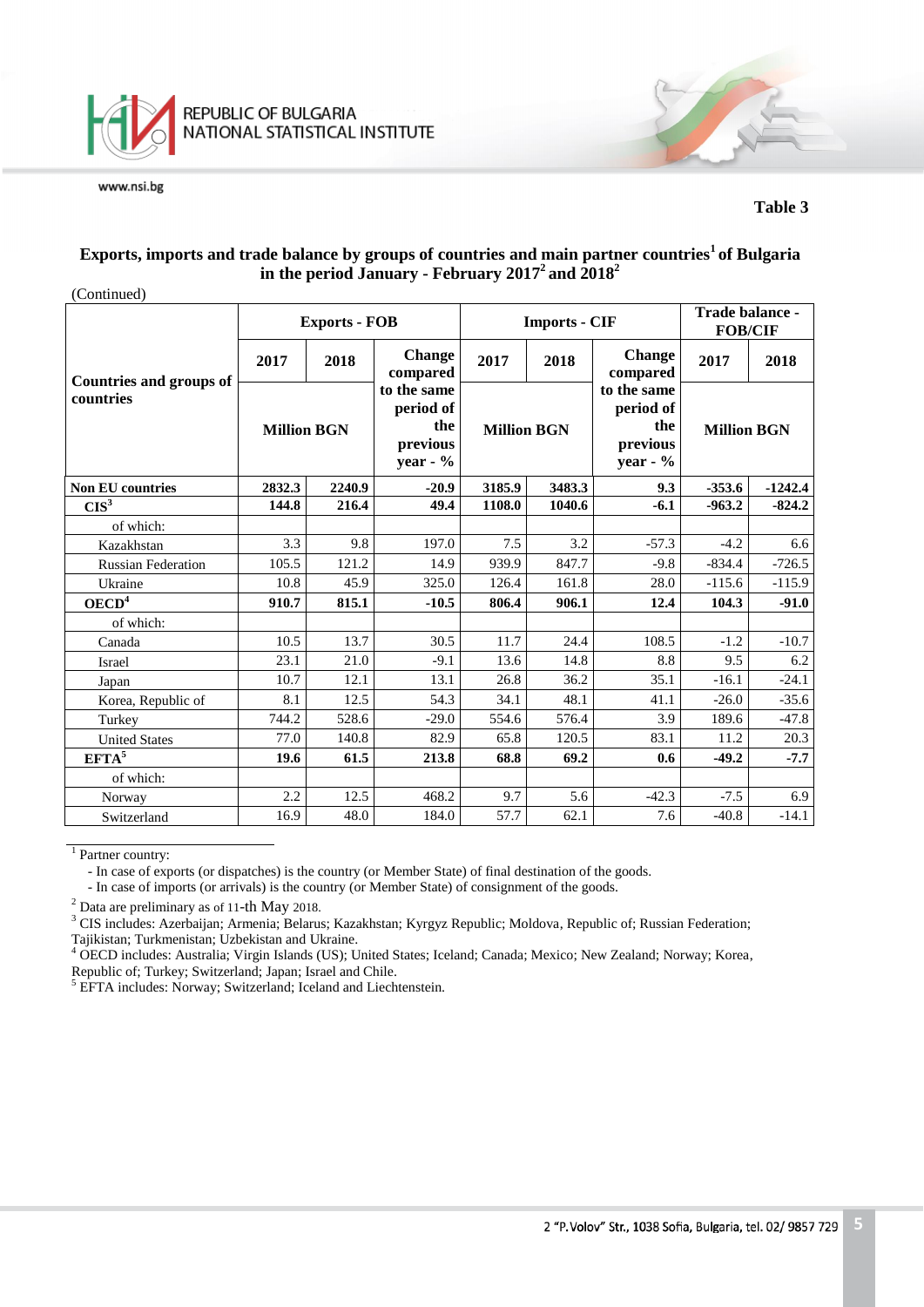Table 3

### Exports, imports and trade balance by groups of countries and main partner countries[1] of Bulgaria in the period January - February 2017[2] and 2018[2]

(Continued)

| Countries and groups of countries | Exports - FOB | | | Imports - CIF | | | Trade balance - FOB/CIF | |
|---|---|---|---|---|---|---|---|---|
| | 2017 | 2018 | Change compared to the same period of the previous year - % | 2017 | 2018 | Change compared to the same period of the previous year - % | 2017 | 2018 |
| | Million BGN | | | Million BGN | | | Million BGN | |
| **Non EU countries** | **2832.3** | **2240.9** | **-20.9** | **3185.9** | **3483.3** | **9.3** | **-353.6** | **-1242.4** |
| **CIS[3]** | **144.8** | **216.4** | **49.4** | **1108.0** | **1040.6** | **-6.1** | **-963.2** | **-824.2** |
| of which: | | | | | | | | |
| Kazakhstan | 3.3 | 9.8 | 197.0 | 7.5 | 3.2 | -57.3 | -4.2 | 6.6 |
| Russian Federation | 105.5 | 121.2 | 14.9 | 939.9 | 847.7 | -9.8 | -834.4 | -726.5 |
| Ukraine | 10.8 | 45.9 | 325.0 | 126.4 | 161.8 | 28.0 | -115.6 | -115.9 |
| **OECD[4]** | **910.7** | **815.1** | **-10.5** | **806.4** | **906.1** | **12.4** | **104.3** | **-91.0** |
| of which: | | | | | | | | |
| Canada | 10.5 | 13.7 | 30.5 | 11.7 | 24.4 | 108.5 | -1.2 | -10.7 |
| Israel | 23.1 | 21.0 | -9.1 | 13.6 | 14.8 | 8.8 | 9.5 | 6.2 |
| Japan | 10.7 | 12.1 | 13.1 | 26.8 | 36.2 | 35.1 | -16.1 | -24.1 |
| Korea, Republic of | 8.1 | 12.5 | 54.3 | 34.1 | 48.1 | 41.1 | -26.0 | -35.6 |
| Turkey | 744.2 | 528.6 | -29.0 | 554.6 | 576.4 | 3.9 | 189.6 | -47.8 |
| United States | 77.0 | 140.8 | 82.9 | 65.8 | 120.5 | 83.1 | 11.2 | 20.3 |
| **EFTA[5]** | **19.6** | **61.5** | **213.8** | **68.8** | **69.2** | **0.6** | **-49.2** | **-7.7** |
| of which: | | | | | | | | |
| Norway | 2.2 | 12.5 | 468.2 | 9.7 | 5.6 | -42.3 | -7.5 | 6.9 |
| Switzerland | 16.9 | 48.0 | 184.0 | 57.7 | 62.1 | 7.6 | -40.8 | -14.1 |

[1] Partner country:
- In case of exports (or dispatches) is the country (or Member State) of final destination of the goods.
- In case of imports (or arrivals) is the country (or Member State) of consignment of the goods.

[2] Data are preliminary as of 11-th May 2018.

[3] CIS includes: Azerbaijan; Armenia; Belarus; Kazakhstan; Kyrgyz Republic; Moldova, Republic of; Russian Federation; Tajikistan; Turkmenistan; Uzbekistan and Ukraine.

[4] OECD includes: Australia; Virgin Islands (US); United States; Iceland; Canada; Mexico; New Zealand; Norway; Korea, Republic of; Turkey; Switzerland; Japan; Israel and Chile.

[5] EFTA includes: Norway; Switzerland; Iceland and Liechtenstein.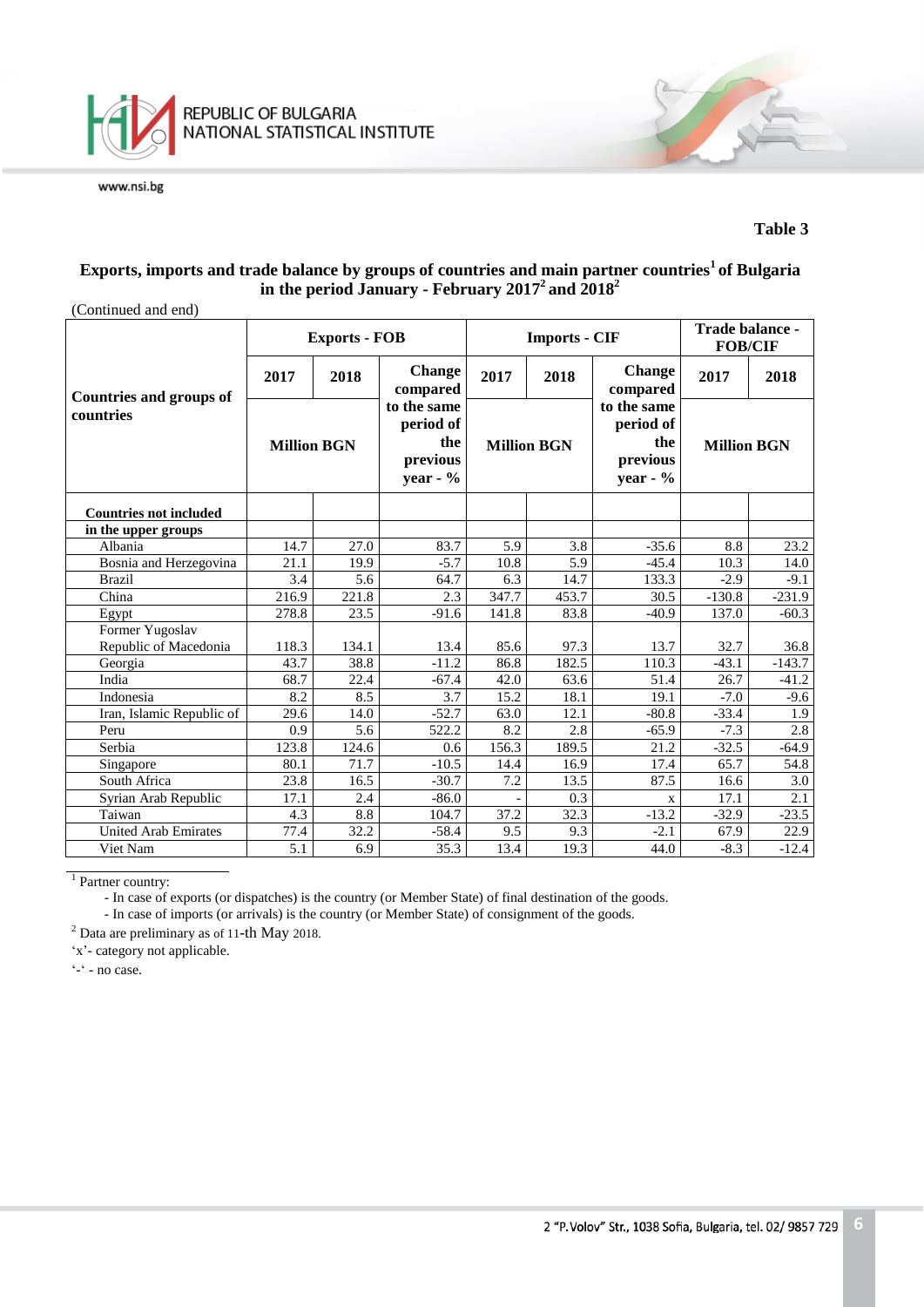**Table 3**

## Exports, imports and trade balance by groups of countries and main partner countries[1] of Bulgaria in the period January - February 2017[2] and 2018[2]

(Continued and end)

| Countries and groups of countries | Exports - FOB | | | Imports - CIF | | | Trade balance - FOB/CIF | |
|---|---|---|---|---|---|---|---|---|
| | 2017 | 2018 | Change compared to the same period of the previous year - % | 2017 | 2018 | Change compared to the same period of the previous year - % | 2017 | 2018 |
| | Million BGN | | | Million BGN | | | Million BGN | |
| **Countries not included in the upper groups** | | | | | | | | |
| Albania | 14.7 | 27.0 | 83.7 | 5.9 | 3.8 | -35.6 | 8.8 | 23.2 |
| Bosnia and Herzegovina | 21.1 | 19.9 | -5.7 | 10.8 | 5.9 | -45.4 | 10.3 | 14.0 |
| Brazil | 3.4 | 5.6 | 64.7 | 6.3 | 14.7 | 133.3 | -2.9 | -9.1 |
| China | 216.9 | 221.8 | 2.3 | 347.7 | 453.7 | 30.5 | -130.8 | -231.9 |
| Egypt | 278.8 | 23.5 | -91.6 | 141.8 | 83.8 | -40.9 | 137.0 | -60.3 |
| Former Yugoslav Republic of Macedonia | 118.3 | 134.1 | 13.4 | 85.6 | 97.3 | 13.7 | 32.7 | 36.8 |
| Georgia | 43.7 | 38.8 | -11.2 | 86.8 | 182.5 | 110.3 | -43.1 | -143.7 |
| India | 68.7 | 22.4 | -67.4 | 42.0 | 63.6 | 51.4 | 26.7 | -41.2 |
| Indonesia | 8.2 | 8.5 | 3.7 | 15.2 | 18.1 | 19.1 | -7.0 | -9.6 |
| Iran, Islamic Republic of | 29.6 | 14.0 | -52.7 | 63.0 | 12.1 | -80.8 | -33.4 | 1.9 |
| Peru | 0.9 | 5.6 | 522.2 | 8.2 | 2.8 | -65.9 | -7.3 | 2.8 |
| Serbia | 123.8 | 124.6 | 0.6 | 156.3 | 189.5 | 21.2 | -32.5 | -64.9 |
| Singapore | 80.1 | 71.7 | -10.5 | 14.4 | 16.9 | 17.4 | 65.7 | 54.8 |
| South Africa | 23.8 | 16.5 | -30.7 | 7.2 | 13.5 | 87.5 | 16.6 | 3.0 |
| Syrian Arab Republic | 17.1 | 2.4 | -86.0 | - | 0.3 | x | 17.1 | 2.1 |
| Taiwan | 4.3 | 8.8 | 104.7 | 37.2 | 32.3 | -13.2 | -32.9 | -23.5 |
| United Arab Emirates | 77.4 | 32.2 | -58.4 | 9.5 | 9.3 | -2.1 | 67.9 | 22.9 |
| Viet Nam | 5.1 | 6.9 | 35.3 | 13.4 | 19.3 | 44.0 | -8.3 | -12.4 |

[1] Partner country:
- In case of exports (or dispatches) is the country (or Member State) of final destination of the goods.
- In case of imports (or arrivals) is the country (or Member State) of consignment of the goods.

[2] Data are preliminary as of 11-th May 2018.

'x'- category not applicable.

'-' - no case.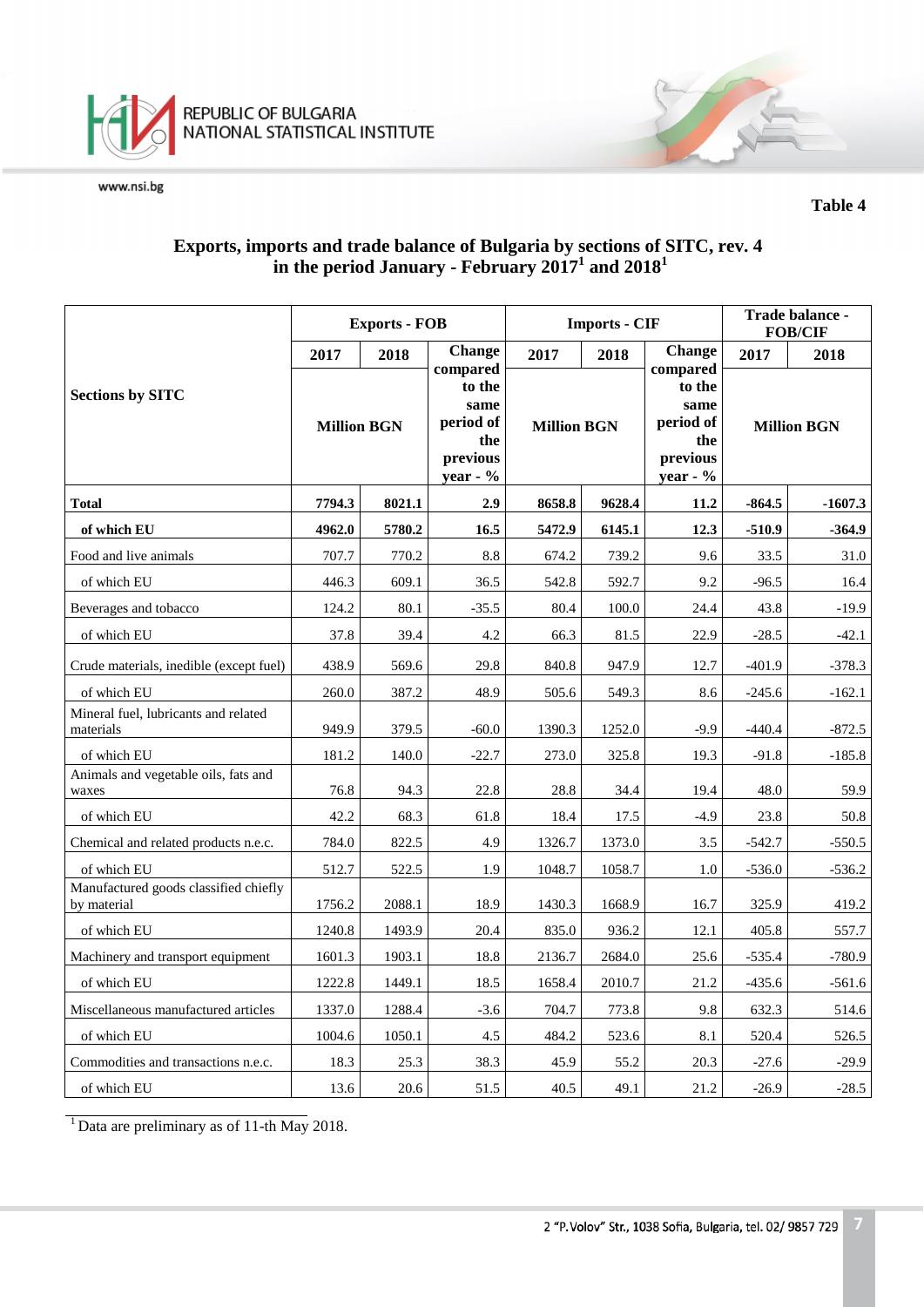Table 4

# Exports, imports and trade balance of Bulgaria by sections of SITC, rev. 4 in the period January - February 2017[1] and 2018[1]

| Sections by SITC | Exports - FOB | | | Imports - CIF | | | Trade balance - FOB/CIF | |
|---|---|---|---|---|---|---|---|---|
| | 2017 | 2018 | Change compared to the same period of the previous year - % | 2017 | 2018 | Change compared to the same period of the previous year - % | 2017 | 2018 |
| | Million BGN | | | Million BGN | | | Million BGN | |
| **Total** | **7794.3** | **8021.1** | **2.9** | **8658.8** | **9628.4** | **11.2** | **-864.5** | **-1607.3** |
| **of which EU** | **4962.0** | **5780.2** | **16.5** | **5472.9** | **6145.1** | **12.3** | **-510.9** | **-364.9** |
| Food and live animals | 707.7 | 770.2 | 8.8 | 674.2 | 739.2 | 9.6 | 33.5 | 31.0 |
| of which EU | 446.3 | 609.1 | 36.5 | 542.8 | 592.7 | 9.2 | -96.5 | 16.4 |
| Beverages and tobacco | 124.2 | 80.1 | -35.5 | 80.4 | 100.0 | 24.4 | 43.8 | -19.9 |
| of which EU | 37.8 | 39.4 | 4.2 | 66.3 | 81.5 | 22.9 | -28.5 | -42.1 |
| Crude materials, inedible (except fuel) | 438.9 | 569.6 | 29.8 | 840.8 | 947.9 | 12.7 | -401.9 | -378.3 |
| of which EU | 260.0 | 387.2 | 48.9 | 505.6 | 549.3 | 8.6 | -245.6 | -162.1 |
| Mineral fuel, lubricants and related materials | 949.9 | 379.5 | -60.0 | 1390.3 | 1252.0 | -9.9 | -440.4 | -872.5 |
| of which EU | 181.2 | 140.0 | -22.7 | 273.0 | 325.8 | 19.3 | -91.8 | -185.8 |
| Animals and vegetable oils, fats and waxes | 76.8 | 94.3 | 22.8 | 28.8 | 34.4 | 19.4 | 48.0 | 59.9 |
| of which EU | 42.2 | 68.3 | 61.8 | 18.4 | 17.5 | -4.9 | 23.8 | 50.8 |
| Chemical and related products n.e.c. | 784.0 | 822.5 | 4.9 | 1326.7 | 1373.0 | 3.5 | -542.7 | -550.5 |
| of which EU | 512.7 | 522.5 | 1.9 | 1048.7 | 1058.7 | 1.0 | -536.0 | -536.2 |
| Manufactured goods classified chiefly by material | 1756.2 | 2088.1 | 18.9 | 1430.3 | 1668.9 | 16.7 | 325.9 | 419.2 |
| of which EU | 1240.8 | 1493.9 | 20.4 | 835.0 | 936.2 | 12.1 | 405.8 | 557.7 |
| Machinery and transport equipment | 1601.3 | 1903.1 | 18.8 | 2136.7 | 2684.0 | 25.6 | -535.4 | -780.9 |
| of which EU | 1222.8 | 1449.1 | 18.5 | 1658.4 | 2010.7 | 21.2 | -435.6 | -561.6 |
| Miscellaneous manufactured articles | 1337.0 | 1288.4 | -3.6 | 704.7 | 773.8 | 9.8 | 632.3 | 514.6 |
| of which EU | 1004.6 | 1050.1 | 4.5 | 484.2 | 523.6 | 8.1 | 520.4 | 526.5 |
| Commodities and transactions n.e.c. | 18.3 | 25.3 | 38.3 | 45.9 | 55.2 | 20.3 | -27.6 | -29.9 |
| of which EU | 13.6 | 20.6 | 51.5 | 40.5 | 49.1 | 21.2 | -26.9 | -28.5 |

[1] Data are preliminary as of 11-th May 2018.